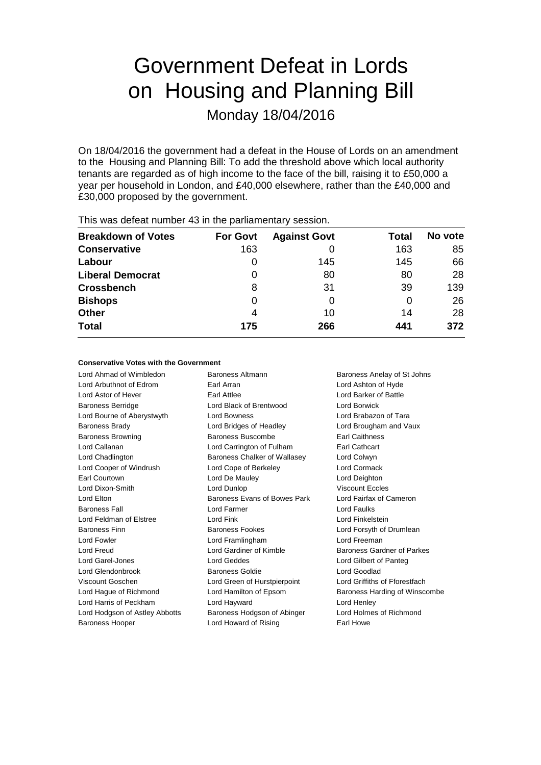# Government Defeat in Lords on Housing and Planning Bill

Monday 18/04/2016

On 18/04/2016 the government had a defeat in the House of Lords on an amendment to the Housing and Planning Bill: To add the threshold above which local authority tenants are regarded as of high income to the face of the bill, raising it to £50,000 a year per household in London, and £40,000 elsewhere, rather than the £40,000 and £30,000 proposed by the government.

This was defeat number 43 in the parliamentary session.

| Breakdown of Votes | For Govt | Against Govt | Total | No vote |
|---|---|---|---|---|
| **Conservative** | 163 | 0 | 163 | 85 |
| **Labour** | 0 | 145 | 145 | 66 |
| **Liberal Democrat** | 0 | 80 | 80 | 28 |
| **Crossbench** | 8 | 31 | 39 | 139 |
| **Bishops** | 0 | 0 | 0 | 26 |
| **Other** | 4 | 10 | 14 | 28 |
| **Total** | **175** | **266** | **441** | **372** |

#### Conservative Votes with the Government

| | | |
|---|---|---|
| Lord Ahmad of Wimbledon | Baroness Altmann | Baroness Anelay of St Johns |
| Lord Arbuthnot of Edrom | Earl Arran | Lord Ashton of Hyde |
| Lord Astor of Hever | Earl Attlee | Lord Barker of Battle |
| Baroness Berridge | Lord Black of Brentwood | Lord Borwick |
| Lord Bourne of Aberystwyth | Lord Bowness | Lord Brabazon of Tara |
| Baroness Brady | Lord Bridges of Headley | Lord Brougham and Vaux |
| Baroness Browning | Baroness Buscombe | Earl Caithness |
| Lord Callanan | Lord Carrington of Fulham | Earl Cathcart |
| Lord Chadlington | Baroness Chalker of Wallasey | Lord Colwyn |
| Lord Cooper of Windrush | Lord Cope of Berkeley | Lord Cormack |
| Earl Courtown | Lord De Mauley | Lord Deighton |
| Lord Dixon-Smith | Lord Dunlop | Viscount Eccles |
| Lord Elton | Baroness Evans of Bowes Park | Lord Fairfax of Cameron |
| Baroness Fall | Lord Farmer | Lord Faulks |
| Lord Feldman of Elstree | Lord Fink | Lord Finkelstein |
| Baroness Finn | Baroness Fookes | Lord Forsyth of Drumlean |
| Lord Fowler | Lord Framlingham | Lord Freeman |
| Lord Freud | Lord Gardiner of Kimble | Baroness Gardner of Parkes |
| Lord Garel-Jones | Lord Geddes | Lord Gilbert of Panteg |
| Lord Glendonbrook | Baroness Goldie | Lord Goodlad |
| Viscount Goschen | Lord Green of Hurstpierpoint | Lord Griffiths of Fforestfach |
| Lord Hague of Richmond | Lord Hamilton of Epsom | Baroness Harding of Winscombe |
| Lord Harris of Peckham | Lord Hayward | Lord Henley |
| Lord Hodgson of Astley Abbotts | Baroness Hodgson of Abinger | Lord Holmes of Richmond |
| Baroness Hooper | Lord Howard of Rising | Earl Howe |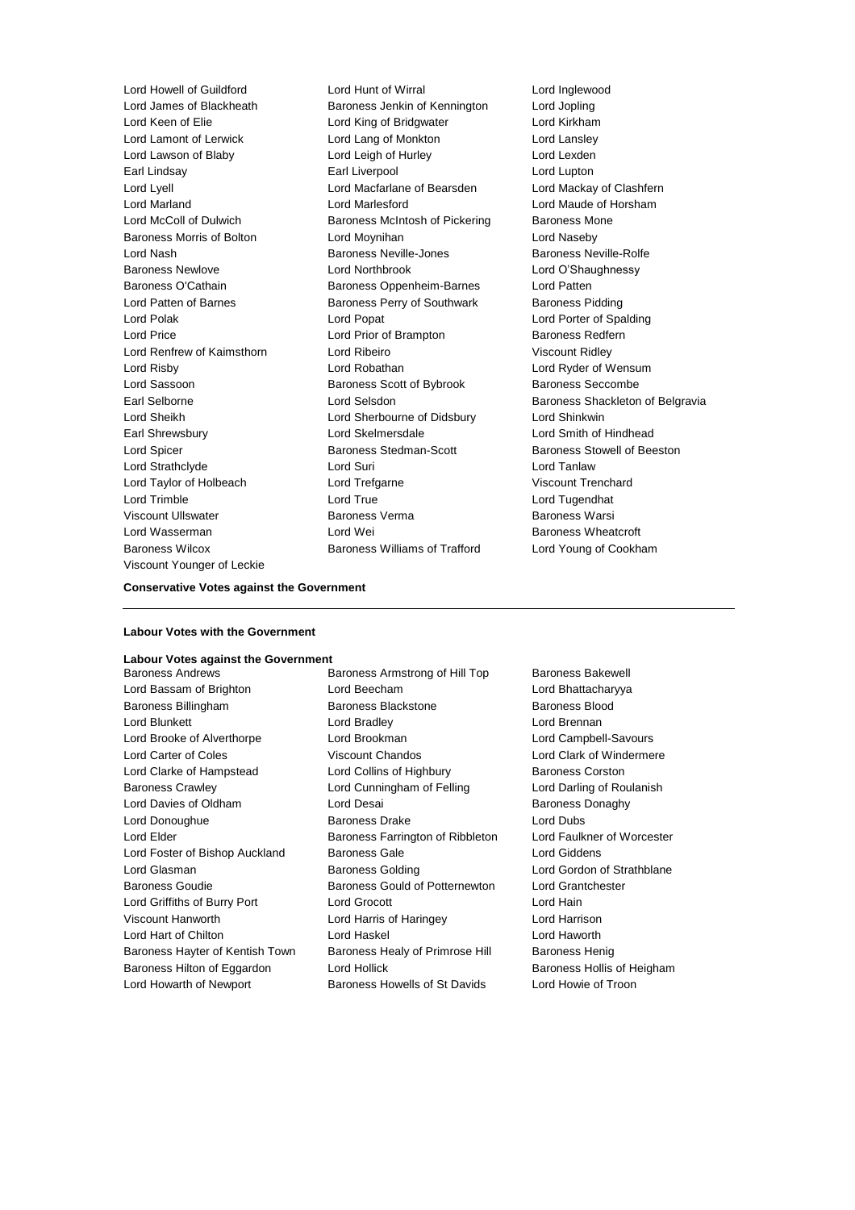Lord Howell of Guildford
Lord Hunt of Wirral
Lord Inglewood
Lord James of Blackheath
Baroness Jenkin of Kennington
Lord Jopling
Lord Keen of Elie
Lord King of Bridgwater
Lord Kirkham
Lord Lamont of Lerwick
Lord Lang of Monkton
Lord Lansley
Lord Lawson of Blaby
Lord Leigh of Hurley
Lord Lexden
Earl Lindsay
Earl Liverpool
Lord Lupton
Lord Lyell
Lord Macfarlane of Bearsden
Lord Mackay of Clashfern
Lord Marland
Lord Marlesford
Lord Maude of Horsham
Lord McColl of Dulwich
Baroness McIntosh of Pickering
Baroness Mone
Baroness Morris of Bolton
Lord Moynihan
Lord Naseby
Lord Nash
Baroness Neville-Jones
Baroness Neville-Rolfe
Baroness Newlove
Lord Northbrook
Lord O'Shaughnessy
Baroness O'Cathain
Baroness Oppenheim-Barnes
Lord Patten
Lord Patten of Barnes
Baroness Perry of Southwark
Baroness Pidding
Lord Polak
Lord Popat
Lord Porter of Spalding
Lord Price
Lord Prior of Brampton
Baroness Redfern
Lord Renfrew of Kaimsthorn
Lord Ribeiro
Viscount Ridley
Lord Risby
Lord Robathan
Lord Ryder of Wensum
Lord Sassoon
Baroness Scott of Bybrook
Baroness Seccombe
Earl Selborne
Lord Selsdon
Baroness Shackleton of Belgravia
Lord Sheikh
Lord Sherbourne of Didsbury
Lord Shinkwin
Earl Shrewsbury
Lord Skelmersdale
Lord Smith of Hindhead
Lord Spicer
Baroness Stedman-Scott
Baroness Stowell of Beeston
Lord Strathclyde
Lord Suri
Lord Tanlaw
Lord Taylor of Holbeach
Lord Trefgarne
Viscount Trenchard
Lord Trimble
Lord True
Lord Tugendhat
Viscount Ullswater
Baroness Verma
Baroness Warsi
Lord Wasserman
Lord Wei
Baroness Wheatcroft
Baroness Wilcox
Baroness Williams of Trafford
Lord Young of Cookham
Viscount Younger of Leckie

**Conservative Votes against the Government**

---

**Labour Votes with the Government**

**Labour Votes against the Government**

Baroness Andrews
Baroness Armstrong of Hill Top
Baroness Bakewell
Lord Bassam of Brighton
Lord Beecham
Lord Bhattacharyya
Baroness Billingham
Baroness Blackstone
Baroness Blood
Lord Blunkett
Lord Bradley
Lord Brennan
Lord Brooke of Alverthorpe
Lord Brookman
Lord Campbell-Savours
Lord Carter of Coles
Viscount Chandos
Lord Clark of Windermere
Lord Clarke of Hampstead
Lord Collins of Highbury
Baroness Corston
Baroness Crawley
Lord Cunningham of Felling
Lord Darling of Roulanish
Lord Davies of Oldham
Lord Desai
Baroness Donaghy
Lord Donoughue
Baroness Drake
Lord Dubs
Lord Elder
Baroness Farrington of Ribbleton
Lord Faulkner of Worcester
Lord Foster of Bishop Auckland
Baroness Gale
Lord Giddens
Lord Glasman
Baroness Golding
Lord Gordon of Strathblane
Baroness Goudie
Baroness Gould of Potternewton
Lord Grantchester
Lord Griffiths of Burry Port
Lord Grocott
Lord Hain
Viscount Hanworth
Lord Harris of Haringey
Lord Harrison
Lord Hart of Chilton
Lord Haskel
Lord Haworth
Baroness Hayter of Kentish Town
Baroness Healy of Primrose Hill
Baroness Henig
Baroness Hilton of Eggardon
Lord Hollick
Baroness Hollis of Heigham
Lord Howarth of Newport
Baroness Howells of St Davids
Lord Howie of Troon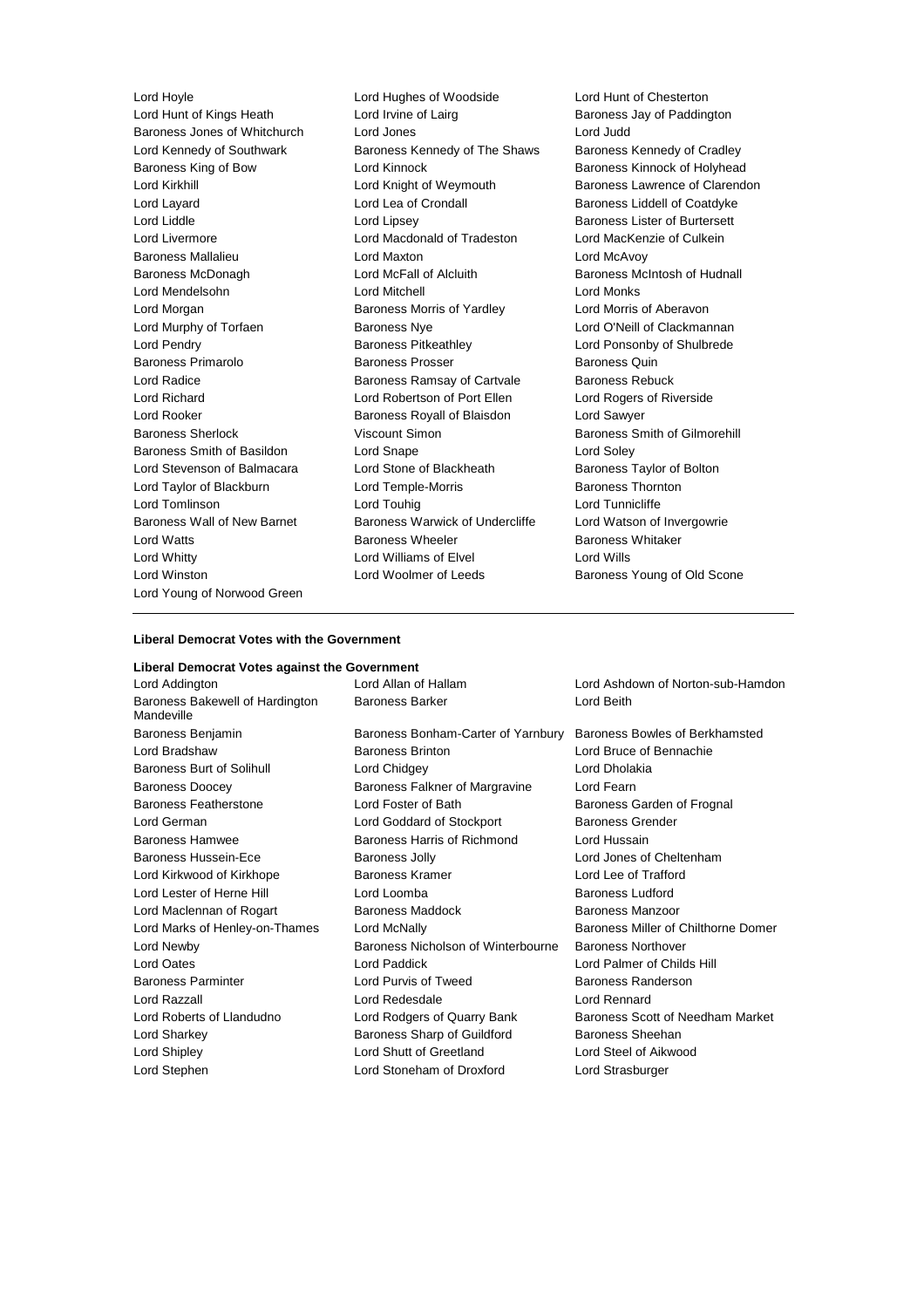Lord Hoyle
Lord Hughes of Woodside
Lord Hunt of Chesterton
Lord Hunt of Kings Heath
Lord Irvine of Lairg
Baroness Jay of Paddington
Baroness Jones of Whitchurch
Lord Jones
Lord Judd
Lord Kennedy of Southwark
Baroness Kennedy of The Shaws
Baroness Kennedy of Cradley
Baroness King of Bow
Lord Kinnock
Baroness Kinnock of Holyhead
Lord Kirkhill
Lord Knight of Weymouth
Baroness Lawrence of Clarendon
Lord Layard
Lord Lea of Crondall
Baroness Liddell of Coatdyke
Lord Liddle
Lord Lipsey
Baroness Lister of Burtersett
Lord Livermore
Lord Macdonald of Tradeston
Lord MacKenzie of Culkein
Baroness Mallalieu
Lord Maxton
Lord McAvoy
Baroness McDonagh
Lord McFall of Alcluith
Baroness McIntosh of Hudnall
Lord Mendelsohn
Lord Mitchell
Lord Monks
Lord Morgan
Baroness Morris of Yardley
Lord Morris of Aberavon
Lord Murphy of Torfaen
Baroness Nye
Lord O'Neill of Clackmannan
Lord Pendry
Baroness Pitkeathley
Lord Ponsonby of Shulbrede
Baroness Primarolo
Baroness Prosser
Baroness Quin
Lord Radice
Baroness Ramsay of Cartvale
Baroness Rebuck
Lord Richard
Lord Robertson of Port Ellen
Lord Rogers of Riverside
Lord Rooker
Baroness Royall of Blaisdon
Lord Sawyer
Baroness Sherlock
Viscount Simon
Baroness Smith of Gilmorehill
Baroness Smith of Basildon
Lord Snape
Lord Soley
Lord Stevenson of Balmacara
Lord Stone of Blackheath
Baroness Taylor of Bolton
Lord Taylor of Blackburn
Lord Temple-Morris
Baroness Thornton
Lord Tomlinson
Lord Touhig
Lord Tunnicliffe
Baroness Wall of New Barnet
Baroness Warwick of Undercliffe
Lord Watson of Invergowrie
Lord Watts
Baroness Wheeler
Baroness Whitaker
Lord Whitty
Lord Williams of Elvel
Lord Wills
Lord Winston
Lord Woolmer of Leeds
Baroness Young of Old Scone
Lord Young of Norwood Green

---

**Liberal Democrat Votes with the Government**

**Liberal Democrat Votes against the Government**

Lord Addington
Lord Allan of Hallam
Lord Ashdown of Norton-sub-Hamdon
Baroness Bakewell of Hardington Mandeville
Baroness Barker
Lord Beith
Baroness Benjamin
Baroness Bonham-Carter of Yarnbury
Baroness Bowles of Berkhamsted
Lord Bradshaw
Baroness Brinton
Lord Bruce of Bennachie
Baroness Burt of Solihull
Lord Chidgey
Lord Dholakia
Baroness Doocey
Baroness Falkner of Margravine
Lord Fearn
Baroness Featherstone
Lord Foster of Bath
Baroness Garden of Frognal
Lord German
Lord Goddard of Stockport
Baroness Grender
Baroness Hamwee
Baroness Harris of Richmond
Lord Hussain
Baroness Hussein-Ece
Baroness Jolly
Lord Jones of Cheltenham
Lord Kirkwood of Kirkhope
Baroness Kramer
Lord Lee of Trafford
Lord Lester of Herne Hill
Lord Loomba
Baroness Ludford
Lord Maclennan of Rogart
Baroness Maddock
Baroness Manzoor
Lord Marks of Henley-on-Thames
Lord McNally
Baroness Miller of Chilthorne Domer
Lord Newby
Baroness Nicholson of Winterbourne
Baroness Northover
Lord Oates
Lord Paddick
Lord Palmer of Childs Hill
Baroness Parminter
Lord Purvis of Tweed
Baroness Randerson
Lord Razzall
Lord Redesdale
Lord Rennard
Lord Roberts of Llandudno
Lord Rodgers of Quarry Bank
Baroness Scott of Needham Market
Lord Sharkey
Baroness Sharp of Guildford
Baroness Sheehan
Lord Shipley
Lord Shutt of Greetland
Lord Steel of Aikwood
Lord Stephen
Lord Stoneham of Droxford
Lord Strasburger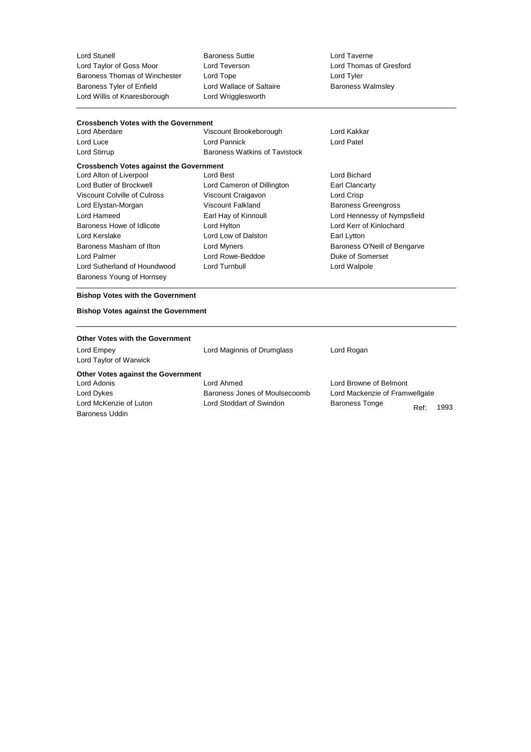| | | |
|---|---|---|
| Lord Stunell | Baroness Suttie | Lord Taverne |
| Lord Taylor of Goss Moor | Lord Teverson | Lord Thomas of Gresford |
| Baroness Thomas of Winchester | Lord Tope | Lord Tyler |
| Baroness Tyler of Enfield | Lord Wallace of Saltaire | Baroness Walmsley |
| Lord Willis of Knaresborough | Lord Wrigglesworth | |

**Crossbench Votes with the Government**

| | | |
|---|---|---|
| Lord Aberdare | Viscount Brookeborough | Lord Kakkar |
| Lord Luce | Lord Pannick | Lord Patel |
| Lord Stirrup | Baroness Watkins of Tavistock | |

**Crossbench Votes against the Government**

| | | |
|---|---|---|
| Lord Alton of Liverpool | Lord Best | Lord Bichard |
| Lord Butler of Brockwell | Lord Cameron of Dillington | Earl Clancarty |
| Viscount Colville of Culross | Viscount Craigavon | Lord Crisp |
| Lord Elystan-Morgan | Viscount Falkland | Baroness Greengross |
| Lord Hameed | Earl Hay of Kinnoull | Lord Hennessy of Nympsfield |
| Baroness Howe of Idlicote | Lord Hylton | Lord Kerr of Kinlochard |
| Lord Kerslake | Lord Low of Dalston | Earl Lytton |
| Baroness Masham of Ilton | Lord Myners | Baroness O'Neill of Bengarve |
| Lord Palmer | Lord Rowe-Beddoe | Duke of Somerset |
| Lord Sutherland of Houndwood | Lord Turnbull | Lord Walpole |
| Baroness Young of Hornsey | | |

**Bishop Votes with the Government**

**Bishop Votes against the Government**

**Other Votes with the Government**

| | | |
|---|---|---|
| Lord Empey | Lord Maginnis of Drumglass | Lord Rogan |
| Lord Taylor of Warwick | | |

**Other Votes against the Government**

| | | |
|---|---|---|
| Lord Adonis | Lord Ahmed | Lord Browne of Belmont |
| Lord Dykes | Baroness Jones of Moulsecoomb | Lord Mackenzie of Framwellgate |
| Lord McKenzie of Luton | Lord Stoddart of Swindon | Baroness Tonge |
| Baroness Uddin | | |

Ref: 1993